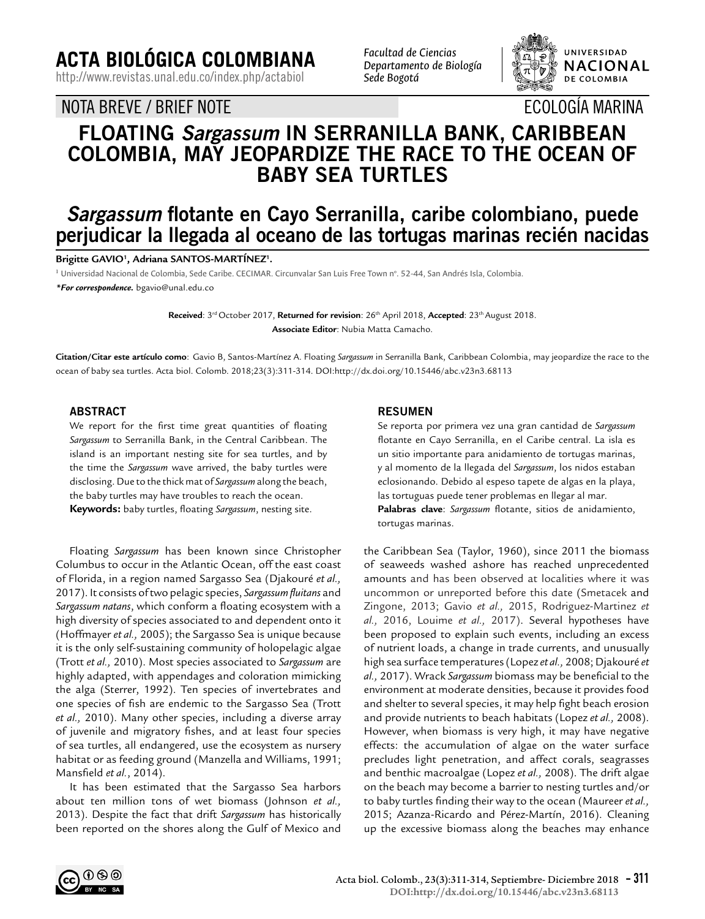NOTA BREVE / BRIEF NOTE — ECOLOGÍA MARINA

# FLOATING *Sargassum* IN SERRANILLA BANK, CARIBBEAN COLOMBIA, MAY JEOPARDIZE THE RACE TO THE OCEAN OF BABY SEA TURTLES

## *Sargassum* flotante en Cayo Serranilla, caribe colombiano, puede perjudicar la llegada al oceano de las tortugas marinas recién nacidas

**Brigitte GAVIO[1], Adriana SANTOS-MARTÍNEZ[1].**

[1] Universidad Nacional de Colombia, Sede Caribe. CECIMAR. Circunvalar San Luis Free Town nº. 52-44, San Andrés Isla, Colombia.

***For correspondence.*** bgavio@unal.edu.co

**Received**: 3rd October 2017, **Returned for revision**: 26th April 2018, **Accepted**: 23th August 2018.
**Associate Editor**: Nubia Matta Camacho.

**Citation/Citar este artículo como**: Gavio B, Santos-Martínez A. Floating *Sargassum* in Serranilla Bank, Caribbean Colombia, may jeopardize the race to the ocean of baby sea turtles. Acta biol. Colomb. 2018;23(3):311-314. DOI:http://dx.doi.org/10.15446/abc.v23n3.68113

### ABSTRACT

We report for the first time great quantities of floating *Sargassum* to Serranilla Bank, in the Central Caribbean. The island is an important nesting site for sea turtles, and by the time the *Sargassum* wave arrived, the baby turtles were disclosing. Due to the thick mat of *Sargassum* along the beach, the baby turtles may have troubles to reach the ocean.

**Keywords:** baby turtles, floating *Sargassum*, nesting site.

### RESUMEN

Se reporta por primera vez una gran cantidad de *Sargassum* flotante en Cayo Serranilla, en el Caribe central. La isla es un sitio importante para anidamiento de tortugas marinas, y al momento de la llegada del *Sargassum*, los nidos estaban eclosionando. Debido al espeso tapete de algas en la playa, las tortugas puede tener problemas en llegar al mar.

**Palabras clave**: *Sargassum* flotante, sitios de anidamiento, tortugas marinas.

Floating *Sargassum* has been known since Christopher Columbus to occur in the Atlantic Ocean, off the east coast of Florida, in a region named Sargasso Sea (Djakouré *et al.,* 2017). It consists of two pelagic species, *Sargassum fluitans* and *Sargassum natans*, which conform a floating ecosystem with a high diversity of species associated to and dependent onto it (Hoffmayer *et al.,* 2005); the Sargasso Sea is unique because it is the only self-sustaining community of holopelagic algae (Trott *et al.,* 2010). Most species associated to *Sargassum* are highly adapted, with appendages and coloration mimicking the alga (Sterrer, 1992). Ten species of invertebrates and one species of fish are endemic to the Sargasso Sea (Trott *et al.,* 2010). Many other species, including a diverse array of juvenile and migratory fishes, and at least four species of sea turtles, all endangered, use the ecosystem as nursery habitat or as feeding ground (Manzella and Williams, 1991; Mansfield *et al.*, 2014).

It has been estimated that the Sargasso Sea harbors about ten million tons of wet biomass (Johnson *et al.,* 2013). Despite the fact that drift *Sargassum* has historically been reported on the shores along the Gulf of Mexico and the Caribbean Sea (Taylor, 1960), since 2011 the biomass of seaweeds washed ashore has reached unprecedented amounts and has been observed at localities where it was uncommon or unreported before this date (Smetacek and Zingone, 2013; Gavio *et al.,* 2015, Rodriguez-Martinez *et al.,* 2016, Louime *et al.,* 2017). Several hypotheses have been proposed to explain such events, including an excess of nutrient loads, a change in trade currents, and unusually high sea surface temperatures (Lopez *et al.,* 2008; Djakouré *et al.,* 2017). Wrack *Sargassum* biomass may be beneficial to the environment at moderate densities, because it provides food and shelter to several species, it may help fight beach erosion and provide nutrients to beach habitats (Lopez *et al.,* 2008). However, when biomass is very high, it may have negative effects: the accumulation of algae on the water surface precludes light penetration, and affect corals, seagrasses and benthic macroalgae (Lopez *et al.,* 2008). The drift algae on the beach may become a barrier to nesting turtles and/or to baby turtles finding their way to the ocean (Maureer *et al.,* 2015; Azanza-Ricardo and Pérez-Martín, 2016). Cleaning up the excessive biomass along the beaches may enhance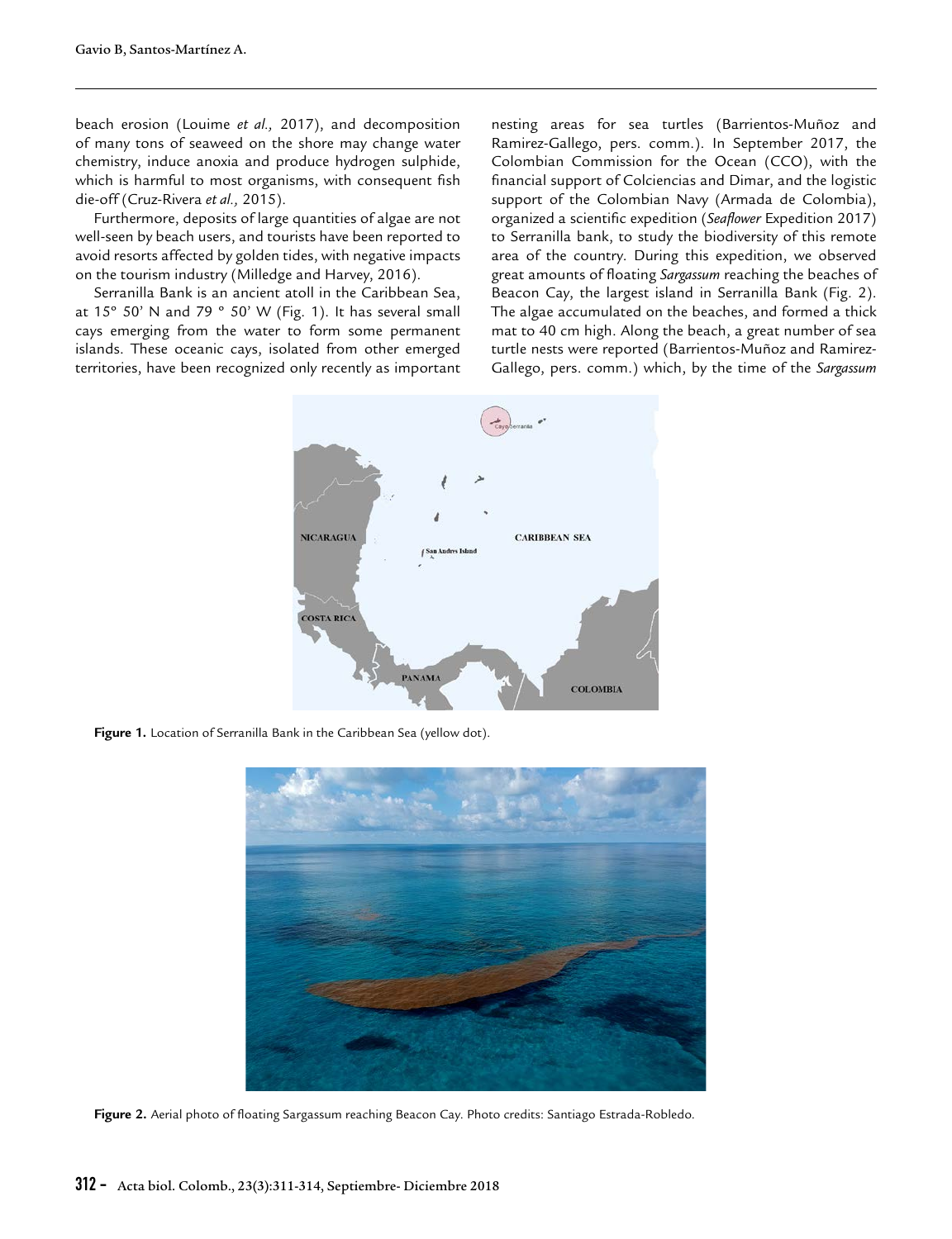beach erosion (Louime *et al.,* 2017), and decomposition of many tons of seaweed on the shore may change water chemistry, induce anoxia and produce hydrogen sulphide, which is harmful to most organisms, with consequent fish die-off (Cruz-Rivera *et al.,* 2015).

Furthermore, deposits of large quantities of algae are not well-seen by beach users, and tourists have been reported to avoid resorts affected by golden tides, with negative impacts on the tourism industry (Milledge and Harvey, 2016).

Serranilla Bank is an ancient atoll in the Caribbean Sea, at 15° 50' N and 79 ° 50' W (Fig. 1). It has several small cays emerging from the water to form some permanent islands. These oceanic cays, isolated from other emerged territories, have been recognized only recently as important nesting areas for sea turtles (Barrientos-Muñoz and Ramirez-Gallego, pers. comm.). In September 2017, the Colombian Commission for the Ocean (CCO), with the financial support of Colciencias and Dimar, and the logistic support of the Colombian Navy (Armada de Colombia), organized a scientific expedition (*Seaflower* Expedition 2017) to Serranilla bank, to study the biodiversity of this remote area of the country. During this expedition, we observed great amounts of floating *Sargassum* reaching the beaches of Beacon Cay, the largest island in Serranilla Bank (Fig. 2). The algae accumulated on the beaches, and formed a thick mat to 40 cm high. Along the beach, a great number of sea turtle nests were reported (Barrientos-Muñoz and Ramirez-Gallego, pers. comm.) which, by the time of the *Sargassum*

**Figure 1.** Location of Serranilla Bank in the Caribbean Sea (yellow dot).

**Figure 2.** Aerial photo of floating Sargassum reaching Beacon Cay. Photo credits: Santiago Estrada-Robledo.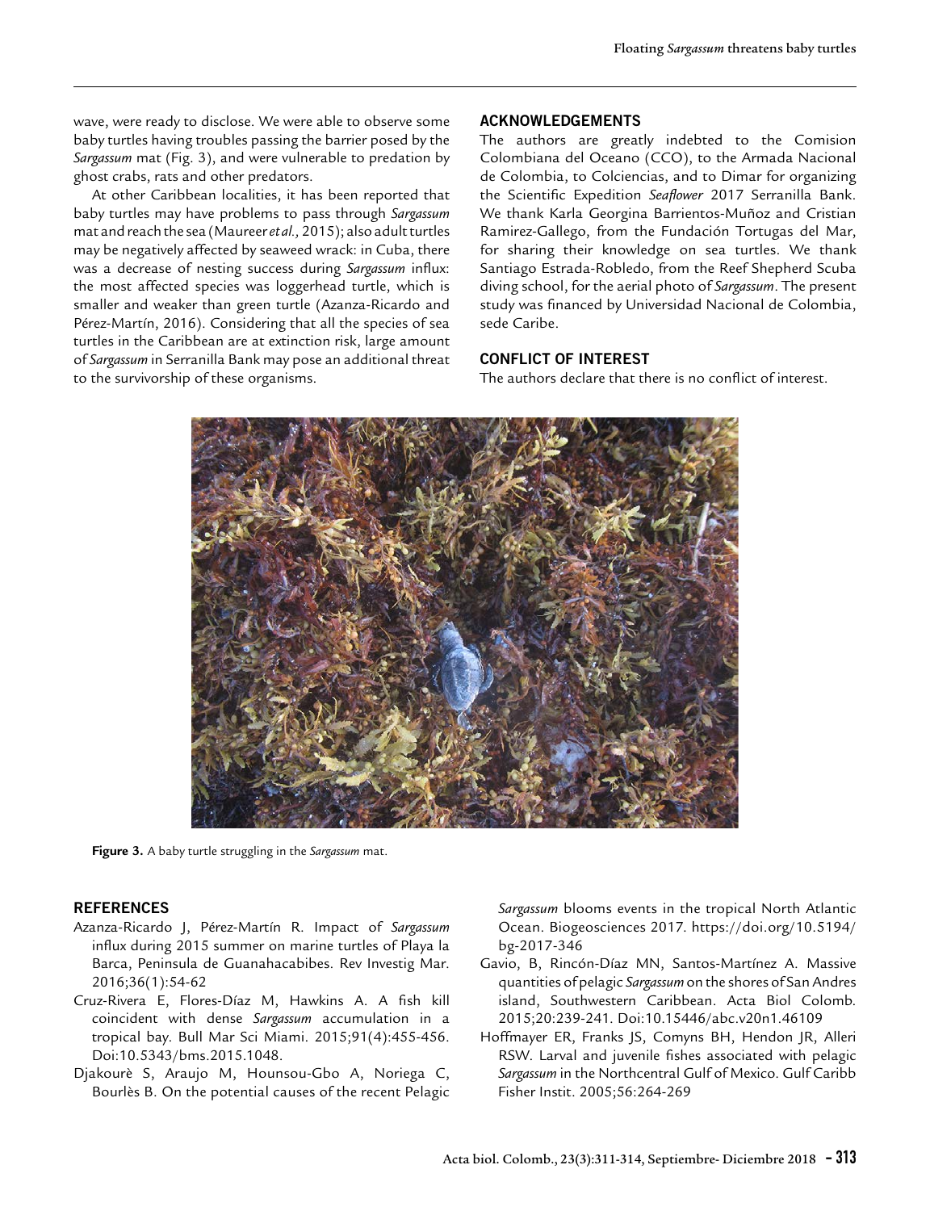wave, were ready to disclose. We were able to observe some baby turtles having troubles passing the barrier posed by the *Sargassum* mat (Fig. 3), and were vulnerable to predation by ghost crabs, rats and other predators.

At other Caribbean localities, it has been reported that baby turtles may have problems to pass through *Sargassum* mat and reach the sea (Maureer *et al.,* 2015); also adult turtles may be negatively affected by seaweed wrack: in Cuba, there was a decrease of nesting success during *Sargassum* influx: the most affected species was loggerhead turtle, which is smaller and weaker than green turtle (Azanza-Ricardo and Pérez-Martín, 2016). Considering that all the species of sea turtles in the Caribbean are at extinction risk, large amount of *Sargassum* in Serranilla Bank may pose an additional threat to the survivorship of these organisms.

## ACKNOWLEDGEMENTS

The authors are greatly indebted to the Comision Colombiana del Oceano (CCO), to the Armada Nacional de Colombia, to Colciencias, and to Dimar for organizing the Scientific Expedition *Seaflower* 2017 Serranilla Bank. We thank Karla Georgina Barrientos-Muñoz and Cristian Ramirez-Gallego, from the Fundación Tortugas del Mar, for sharing their knowledge on sea turtles. We thank Santiago Estrada-Robledo, from the Reef Shepherd Scuba diving school, for the aerial photo of *Sargassum*. The present study was financed by Universidad Nacional de Colombia, sede Caribe.

## CONFLICT OF INTEREST

The authors declare that there is no conflict of interest.

**Figure 3.** A baby turtle struggling in the *Sargassum* mat.

## REFERENCES

Azanza-Ricardo J, Pérez-Martín R. Impact of *Sargassum* influx during 2015 summer on marine turtles of Playa la Barca, Peninsula de Guanahacabibes. Rev Investig Mar. 2016;36(1):54-62

Cruz-Rivera E, Flores-Díaz M, Hawkins A. A fish kill coincident with dense *Sargassum* accumulation in a tropical bay. Bull Mar Sci Miami. 2015;91(4):455-456. Doi:10.5343/bms.2015.1048.

Djakourè S, Araujo M, Hounsou-Gbo A, Noriega C, Bourlès B. On the potential causes of the recent Pelagic *Sargassum* blooms events in the tropical North Atlantic Ocean. Biogeosciences 2017. https://doi.org/10.5194/bg-2017-346

Gavio, B, Rincón-Díaz MN, Santos-Martínez A. Massive quantities of pelagic *Sargassum* on the shores of San Andres island, Southwestern Caribbean. Acta Biol Colomb. 2015;20:239-241. Doi:10.15446/abc.v20n1.46109

Hoffmayer ER, Franks JS, Comyns BH, Hendon JR, Alleri RSW. Larval and juvenile fishes associated with pelagic *Sargassum* in the Northcentral Gulf of Mexico. Gulf Caribb Fisher Instit. 2005;56:264-269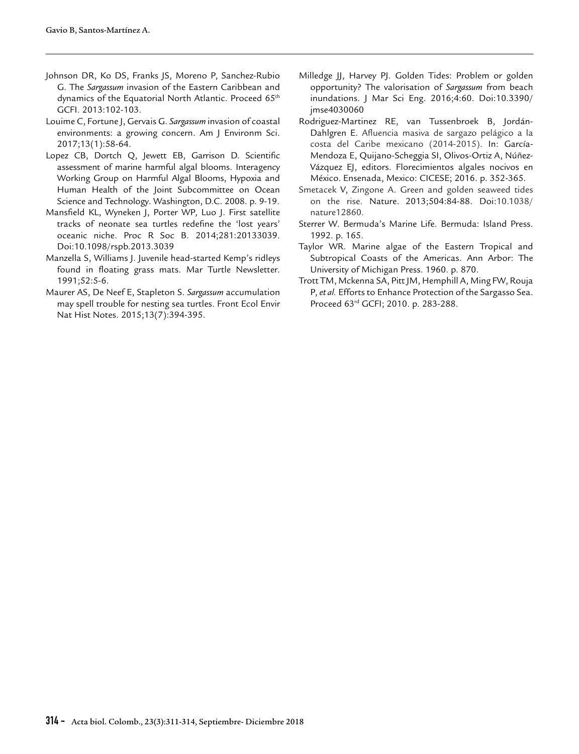Johnson DR, Ko DS, Franks JS, Moreno P, Sanchez-Rubio G. The *Sargassum* invasion of the Eastern Caribbean and dynamics of the Equatorial North Atlantic. Proceed 65th GCFI. 2013:102-103.

Louime C, Fortune J, Gervais G. *Sargassum* invasion of coastal environments: a growing concern. Am J Environm Sci. 2017;13(1):58-64.

Lopez CB, Dortch Q, Jewett EB, Garrison D. Scientific assessment of marine harmful algal blooms. Interagency Working Group on Harmful Algal Blooms, Hypoxia and Human Health of the Joint Subcommittee on Ocean Science and Technology. Washington, D.C. 2008. p. 9-19.

Mansfield KL, Wyneken J, Porter WP, Luo J. First satellite tracks of neonate sea turtles redefine the 'lost years' oceanic niche. Proc R Soc B. 2014;281:20133039. Doi:10.1098/rspb.2013.3039

Manzella S, Williams J. Juvenile head-started Kemp's ridleys found in floating grass mats. Mar Turtle Newsletter. 1991;52:5-6.

Maurer AS, De Neef E, Stapleton S. *Sargassum* accumulation may spell trouble for nesting sea turtles. Front Ecol Envir Nat Hist Notes. 2015;13(7):394-395.

Milledge JJ, Harvey PJ. Golden Tides: Problem or golden opportunity? The valorisation of *Sargassum* from beach inundations. J Mar Sci Eng. 2016;4:60. Doi:10.3390/jmse4030060

Rodriguez-Martinez RE, van Tussenbroek B, Jordán-Dahlgren E. Afluencia masiva de sargazo pelágico a la costa del Caribe mexicano (2014-2015). In: García-Mendoza E, Quijano-Scheggia SI, Olivos-Ortiz A, Núñez-Vázquez EJ, editors. Florecimientos algales nocivos en México. Ensenada, Mexico: CICESE; 2016. p. 352-365.

Smetacek V, Zingone A. Green and golden seaweed tides on the rise. Nature. 2013;504:84-88. Doi:10.1038/nature12860.

Sterrer W. Bermuda's Marine Life. Bermuda: Island Press. 1992. p. 165.

Taylor WR. Marine algae of the Eastern Tropical and Subtropical Coasts of the Americas. Ann Arbor: The University of Michigan Press. 1960. p. 870.

Trott TM, Mckenna SA, Pitt JM, Hemphill A, Ming FW, Rouja P, *et al.* Efforts to Enhance Protection of the Sargasso Sea. Proceed 63rd GCFI; 2010. p. 283-288.